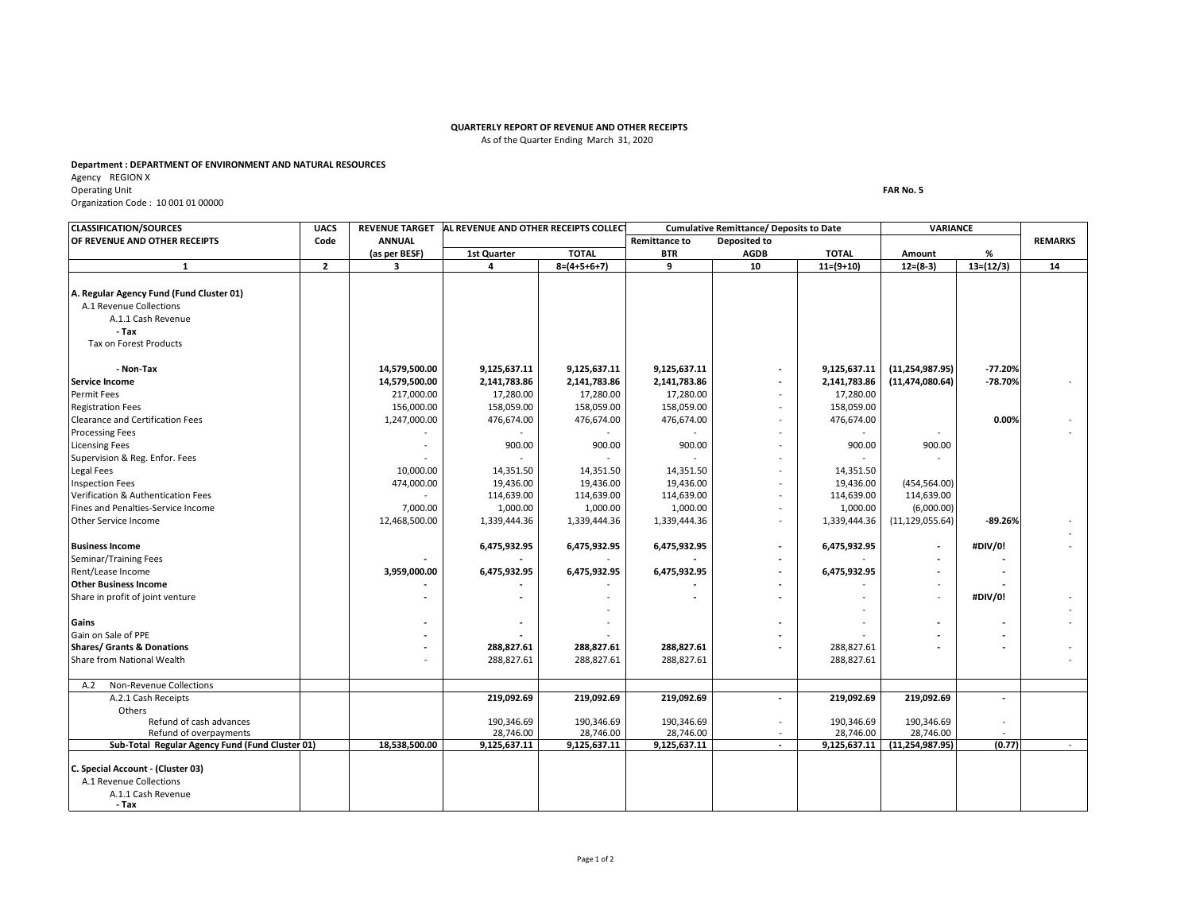**QUARTERLY REPORT OF REVENUE AND OTHER RECEIPTS**
As of the Quarter Ending March 31, 2020

**Department : DEPARTMENT OF ENVIRONMENT AND NATURAL RESOURCES**
Agency REGION X
Operating Unit
Organization Code : 10 001 01 00000

**FAR No. 5**

| CLASSIFICATION/SOURCES OF REVENUE AND OTHER RECEIPTS | UACS Code | REVENUE TARGET ANNUAL (as per BESF) | AL REVENUE AND OTHER RECEIPTS COLLECT | | Cumulative Remittance/ Deposits to Date | | | VARIANCE | | REMARKS |
|---|---|---|---|---|---|---|---|---|---|---|
| | | | 1st Quarter | TOTAL | Remittance to BTR | Deposited to AGDB | TOTAL | Amount | % | |
| 1 | 2 | 3 | 4 | 8=(4+5+6+7) | 9 | 10 | 11=(9+10) | 12=(8-3) | 13=(12/3) | 14 |
| **A. Regular Agency Fund (Fund Cluster 01)** | | | | | | | | | | |
| A.1 Revenue Collections | | | | | | | | | | |
| A.1.1 Cash Revenue | | | | | | | | | | |
| **- Tax** | | | | | | | | | | |
| Tax on Forest Products | | | | | | | | | | |
| **- Non-Tax** | | **14,579,500.00** | **9,125,637.11** | **9,125,637.11** | **9,125,637.11** | **-** | **9,125,637.11** | **(11,254,987.95)** | **-77.20%** | |
| **Service Income** | | **14,579,500.00** | **2,141,783.86** | **2,141,783.86** | **2,141,783.86** | **-** | **2,141,783.86** | **(11,474,080.64)** | **-78.70%** | - |
| Permit Fees | | 217,000.00 | 17,280.00 | 17,280.00 | 17,280.00 | - | 17,280.00 | | | |
| Registration Fees | | 156,000.00 | 158,059.00 | 158,059.00 | 158,059.00 | - | 158,059.00 | | | |
| Clearance and Certification Fees | | 1,247,000.00 | 476,674.00 | 476,674.00 | 476,674.00 | - | 476,674.00 | | **0.00%** | - |
| Processing Fees | | - | - | - | - | - | - | - | | - |
| Licensing Fees | | - | 900.00 | 900.00 | 900.00 | - | 900.00 | 900.00 | | |
| Supervision & Reg. Enfor. Fees | | - | - | - | - | - | - | - | | |
| Legal Fees | | 10,000.00 | 14,351.50 | 14,351.50 | 14,351.50 | - | 14,351.50 | | | |
| Inspection Fees | | 474,000.00 | 19,436.00 | 19,436.00 | 19,436.00 | - | 19,436.00 | (454,564.00) | | |
| Verification & Authentication Fees | | - | 114,639.00 | 114,639.00 | 114,639.00 | - | 114,639.00 | 114,639.00 | | |
| Fines and Penalties-Service Income | | 7,000.00 | 1,000.00 | 1,000.00 | 1,000.00 | - | 1,000.00 | (6,000.00) | | |
| Other Service Income | | 12,468,500.00 | 1,339,444.36 | 1,339,444.36 | 1,339,444.36 | - | 1,339,444.36 | (11,129,055.64) | **-89.26%** | - |
| | | | | | | | | | | - |
| **Business Income** | | | **6,475,932.95** | **6,475,932.95** | **6,475,932.95** | **-** | **6,475,932.95** | **-** | **#DIV/0!** | - |
| Seminar/Training Fees | | **-** | **-** | - | **-** | **-** | - | **-** | **-** | |
| Rent/Lease Income | | **3,959,000.00** | **6,475,932.95** | **6,475,932.95** | **6,475,932.95** | **-** | **6,475,932.95** | **-** | **-** | |
| **Other Business Income** | | **-** | **-** | - | **-** | **-** | - | - | **-** | |
| Share in profit of joint venture | | **-** | **-** | - | **-** | **-** | - | - | **#DIV/0!** | - |
| | | | | - | | | - | | | - |
| **Gains** | | **-** | **-** | - | | **-** | - | **-** | **-** | - |
| Gain on Sale of PPE | | **-** | **-** | - | | **-** | - | **-** | **-** | |
| **Shares/ Grants & Donations** | | **-** | **288,827.61** | **288,827.61** | **288,827.61** | **-** | 288,827.61 | **-** | **-** | - |
| Share from National Wealth | | - | 288,827.61 | 288,827.61 | 288,827.61 | | 288,827.61 | | | - |
| A.2 Non-Revenue Collections | | | | | | | | | | |
| A.2.1 Cash Receipts | | | **219,092.69** | **219,092.69** | **219,092.69** | **-** | **219,092.69** | **219,092.69** | **-** | |
| Others | | | | | | | | | | |
| Refund of cash advances | | | 190,346.69 | 190,346.69 | 190,346.69 | - | 190,346.69 | 190,346.69 | - | |
| Refund of overpayments | | | 28,746.00 | 28,746.00 | 28,746.00 | - | 28,746.00 | 28,746.00 | - | |
| **Sub-Total Regular Agency Fund (Fund Cluster 01)** | | **18,538,500.00** | **9,125,637.11** | **9,125,637.11** | **9,125,637.11** | **-** | **9,125,637.11** | **(11,254,987.95)** | **(0.77)** | - |
| **C. Special Account - (Cluster 03)** | | | | | | | | | | |
| A.1 Revenue Collections | | | | | | | | | | |
| A.1.1 Cash Revenue | | | | | | | | | | |
| **- Tax** | | | | | | | | | | |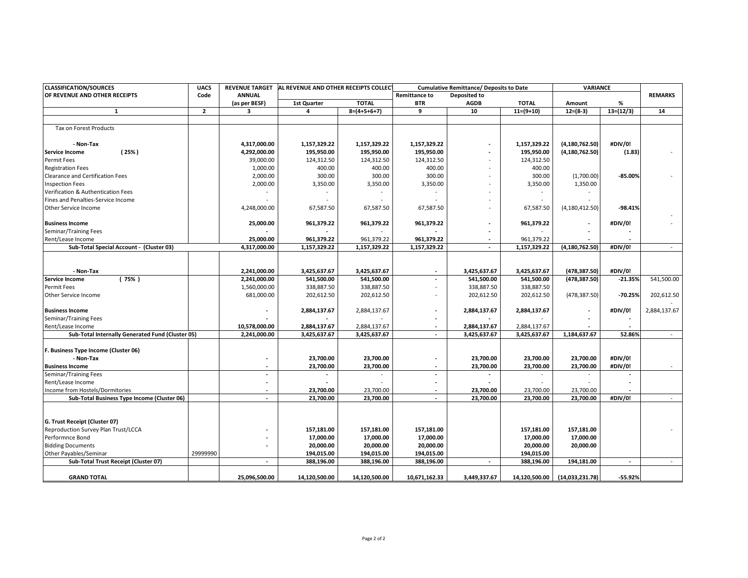| CLASSIFICATION/SOURCES OF REVENUE AND OTHER RECEIPTS | UACS Code | REVENUE TARGET ANNUAL (as per BESF) | AL REVENUE AND OTHER RECEIPTS COLLECT | | Cumulative Remittance/ Deposits to Date | | | VARIANCE | | REMARKS |
|---|---|---|---|---|---|---|---|---|---|---|
| | | | 1st Quarter | TOTAL | Remittance to BTR | Deposited to AGDB | TOTAL | Amount | % | |
| 1 | 2 | 3 | 4 | 8=(4+5+6+7) | 9 | 10 | 11=(9+10) | 12=(8-3) | 13=(12/3) | 14 |
| Tax on Forest Products | | | | | | | | | | |
| **- Non-Tax** | | **4,317,000.00** | **1,157,329.22** | **1,157,329.22** | **1,157,329.22** | **-** | **1,157,329.22** | **(4,180,762.50)** | **#DIV/0!** | |
| **Service Income (25%)** | | **4,292,000.00** | **195,950.00** | **195,950.00** | **195,950.00** | **-** | **195,950.00** | **(4,180,762.50)** | **(1.83)** | - |
| Permit Fees | | 39,000.00 | 124,312.50 | 124,312.50 | 124,312.50 | - | 124,312.50 | | | |
| Registration Fees | | 1,000.00 | 400.00 | 400.00 | 400.00 | - | 400.00 | | | |
| Clearance and Certification Fees | | 2,000.00 | 300.00 | 300.00 | 300.00 | - | 300.00 | (1,700.00) | **-85.00%** | - |
| Inspection Fees | | 2,000.00 | 3,350.00 | 3,350.00 | 3,350.00 | - | 3,350.00 | 1,350.00 | | |
| Verification & Authentication Fees | | - | - | - | - | - | - | - | | |
| Fines and Penalties-Service Income | | - | - | - | - | - | - | - | | |
| Other Service Income | | 4,248,000.00 | 67,587.50 | 67,587.50 | 67,587.50 | - | 67,587.50 | (4,180,412.50) | **-98.41%** | - |
| **Business Income** | | **25,000.00** | **961,379.22** | **961,379.22** | **961,379.22** | **-** | **961,379.22** | **-** | **#DIV/0!** | - |
| Seminar/Training Fees | | **-** | **-** | - | **-** | **-** | - | **-** | **-** | |
| Rent/Lease Income | | **25,000.00** | **961,379.22** | 961,379.22 | **961,379.22** | **-** | 961,379.22 | **-** | **-** | |
| **Sub-Total Special Account - (Cluster 03)** | | **4,317,000.00** | **1,157,329.22** | **1,157,329.22** | **1,157,329.22** | **-** | **1,157,329.22** | **(4,180,762.50)** | **#DIV/0!** | - |
| **- Non-Tax** | | **2,241,000.00** | **3,425,637.67** | **3,425,637.67** | **-** | **3,425,637.67** | **3,425,637.67** | **(478,387.50)** | **#DIV/0!** | |
| **Service Income (75%)** | | **2,241,000.00** | **541,500.00** | **541,500.00** | **-** | **541,500.00** | **541,500.00** | **(478,387.50)** | **-21.35%** | 541,500.00 |
| Permit Fees | | 1,560,000.00 | 338,887.50 | 338,887.50 | - | 338,887.50 | 338,887.50 | | | |
| Other Service Income | | 681,000.00 | 202,612.50 | 202,612.50 | - | 202,612.50 | 202,612.50 | (478,387.50) | **-70.25%** | 202,612.50 - |
| **Business Income** | | **-** | **2,884,137.67** | 2,884,137.67 | **-** | **2,884,137.67** | **2,884,137.67** | **-** | **#DIV/0!** | 2,884,137.67 |
| Seminar/Training Fees | | **-** | **-** | - | **-** | **-** | - | **-** | **-** | |
| Rent/Lease Income | | **10,578,000.00** | **2,884,137.67** | 2,884,137.67 | **-** | **2,884,137.67** | 2,884,137.67 | **-** | **-** | |
| **Sub-Total Internally Generated Fund (Cluster 05)** | | **2,241,000.00** | **3,425,637.67** | **3,425,637.67** | **-** | **3,425,637.67** | **3,425,637.67** | **1,184,637.67** | **52.86%** | - |
| **F. Business Type Income (Cluster 06)** | | | | | | | | | | |
| **- Non-Tax** | | **-** | **23,700.00** | **23,700.00** | **-** | **23,700.00** | **23,700.00** | **23,700.00** | **#DIV/0!** | |
| **Business Income** | | **-** | **23,700.00** | **23,700.00** | **-** | **23,700.00** | **23,700.00** | **23,700.00** | **#DIV/0!** | - |
| Seminar/Training Fees | | **-** | **-** | - | **-** | **-** | - | - | **-** | |
| Rent/Lease Income | | **-** | **-** | - | **-** | **-** | - | - | **-** | |
| Income from Hostels/Dormitories | | **-** | **23,700.00** | 23,700.00 | **-** | **23,700.00** | 23,700.00 | 23,700.00 | **-** | |
| **Sub-Total Business Type Income (Cluster 06)** | | **-** | **23,700.00** | **23,700.00** | **-** | **23,700.00** | **23,700.00** | **23,700.00** | **#DIV/0!** | - |
| **G. Trust Receipt (Cluster 07)** | | | | | | | | | | |
| Reproduction Survey Plan Trust/LCCA | | **-** | **157,181.00** | **157,181.00** | **157,181.00** | | **157,181.00** | **157,181.00** | | - |
| Performnce Bond | | **-** | **17,000.00** | **17,000.00** | **17,000.00** | | **17,000.00** | **17,000.00** | | |
| Bidding Documents | | **-** | **20,000.00** | **20,000.00** | **20,000.00** | | **20,000.00** | **20,000.00** | | |
| Other Payables/Seminar | 29999990 | | **194,015.00** | **194,015.00** | **194,015.00** | | **194,015.00** | | | |
| **Sub-Total Trust Receipt (Cluster 07)** | | **-** | **388,196.00** | **388,196.00** | **388,196.00** | **-** | **388,196.00** | **194,181.00** | **-** | - |
| **GRAND TOTAL** | | **25,096,500.00** | **14,120,500.00** | **14,120,500.00** | **10,671,162.33** | **3,449,337.67** | **14,120,500.00** | **(14,033,231.78)** | **-55.92%** | |